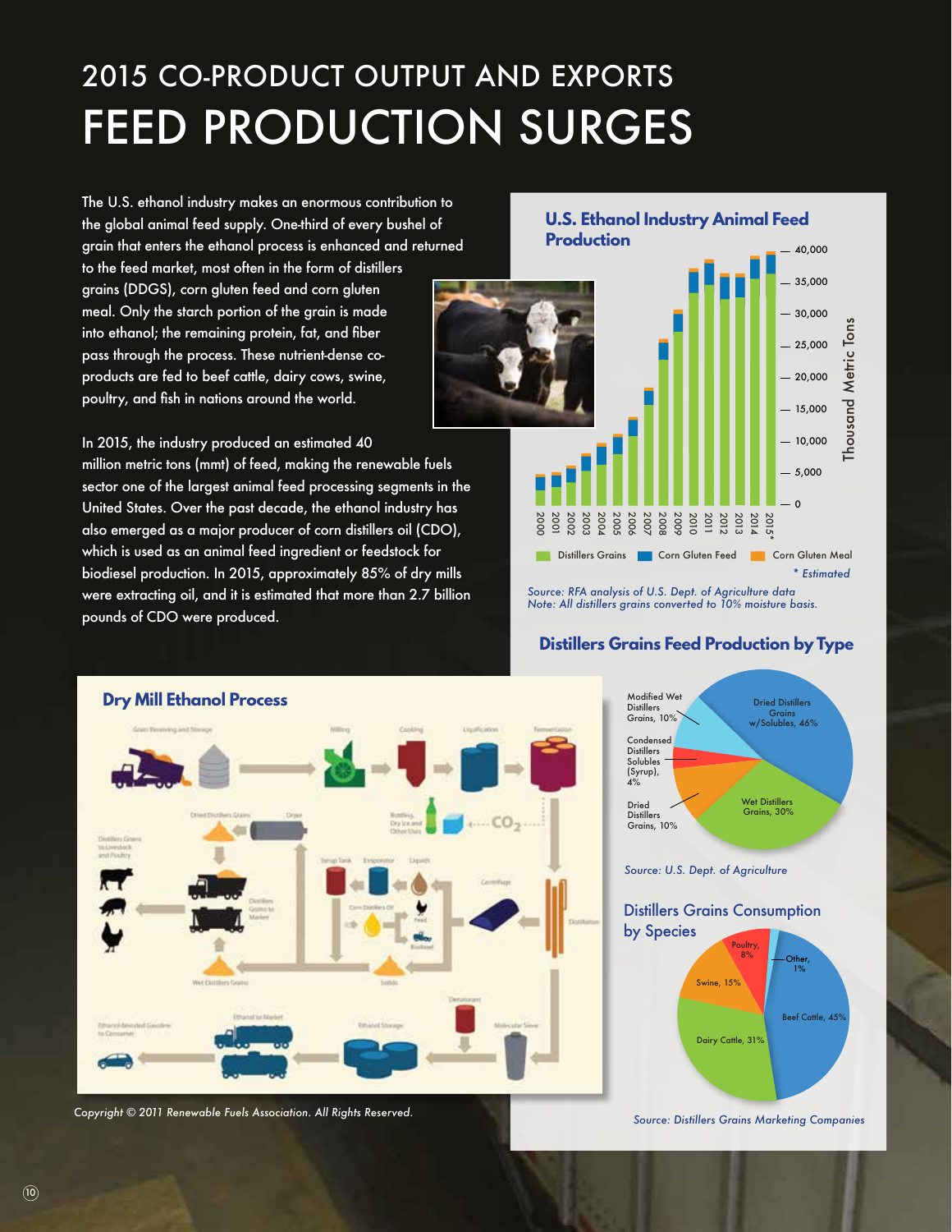# 2015 CO-PRODUCT OUTPUT AND EXPORTS

# FEED PRODUCTION SURGES

The U.S. ethanol industry makes an enormous contribution to the global animal feed supply. One-third of every bushel of grain that enters the ethanol process is enhanced and returned to the feed market, most often in the form of distillers grains (DDGS), corn gluten feed and corn gluten meal. Only the starch portion of the grain is made into ethanol; the remaining protein, fat, and fiber pass through the process. These nutrient-dense co-products are fed to beef cattle, dairy cows, swine, poultry, and fish in nations around the world.

In 2015, the industry produced an estimated 40 million metric tons (mmt) of feed, making the renewable fuels sector one of the largest animal feed processing segments in the United States. Over the past decade, the ethanol industry has also emerged as a major producer of corn distillers oil (CDO), which is used as an animal feed ingredient or feedstock for biodiesel production. In 2015, approximately 85% of dry mills were extracting oil, and it is estimated that more than 2.7 billion pounds of CDO were produced.

## U.S. Ethanol Industry Animal Feed Production

Thousand Metric Tons (0 – 40,000); years 2000–2015*

Distillers Grains | Corn Gluten Feed | Corn Gluten Meal

\* Estimated

*Source: RFA analysis of U.S. Dept. of Agriculture data*
*Note: All distillers grains converted to 10% moisture basis.*

## Distillers Grains Feed Production by Type

| Type | Share |
|---|---|
| Dried Distillers Grains w/Solubles | 46% |
| Wet Distillers Grains | 30% |
| Dried Distillers Grains | 10% |
| Condensed Distillers Solubles (Syrup) | 4% |
| Modified Wet Distillers Grains | 10% |

*Source: U.S. Dept. of Agriculture*

## Dry Mill Ethanol Process

Grain Receiving and Storage → Milling → Cooking → Liquefaction → Fermentation → Distillation → Molecular Sieve → Denaturant → Ethanol Storage → Ethanol to Market → Ethanol-Blended Gasoline to Consumer

$CO_2$ → Bottling, Dry Ice and Other Uses

Centrifuge → Liquids → Evaporator → Syrup Tank; Corn Distillers Oil → Feed, Biodiesel; Solids → Wet Distillers Grains; Dryer → Dried Distillers Grains → Distillers Grains to Market → Distillers Grains to Livestock and Poultry

*Copyright © 2011 Renewable Fuels Association. All Rights Reserved.*

## Distillers Grains Consumption by Species

| Species | Share |
|---|---|
| Beef Cattle | 45% |
| Dairy Cattle | 31% |
| Swine | 15% |
| Poultry | 8% |
| Other | 1% |

*Source: Distillers Grains Marketing Companies*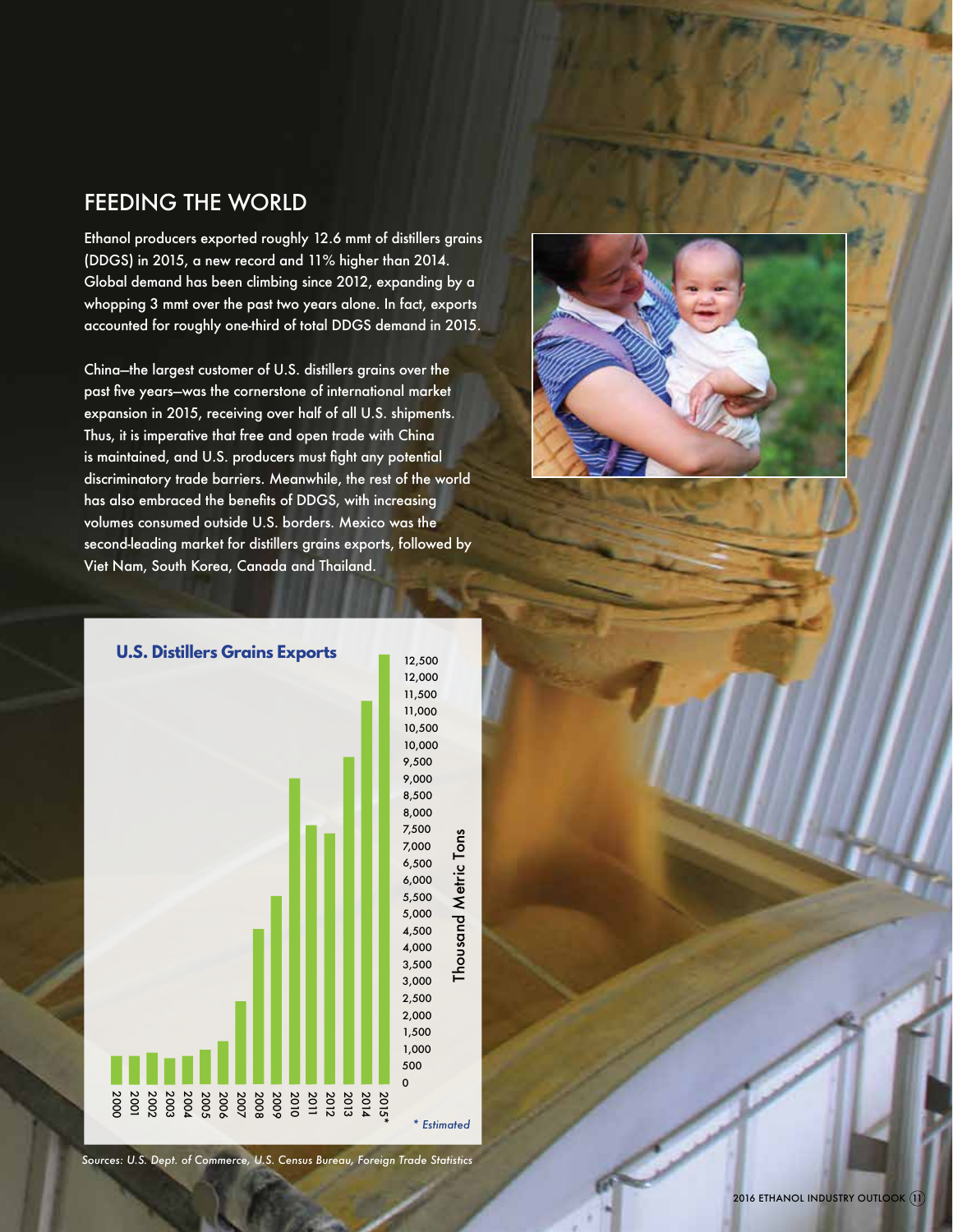## FEEDING THE WORLD

Ethanol producers exported roughly 12.6 mmt of distillers grains (DDGS) in 2015, a new record and 11% higher than 2014. Global demand has been climbing since 2012, expanding by a whopping 3 mmt over the past two years alone. In fact, exports accounted for roughly one-third of total DDGS demand in 2015.

China—the largest customer of U.S. distillers grains over the past five years—was the cornerstone of international market expansion in 2015, receiving over half of all U.S. shipments. Thus, it is imperative that free and open trade with China is maintained, and U.S. producers must fight any potential discriminatory trade barriers. Meanwhile, the rest of the world has also embraced the benefits of DDGS, with increasing volumes consumed outside U.S. borders. Mexico was the second-leading market for distillers grains exports, followed by Viet Nam, South Korea, Canada and Thailand.

**U.S. Distillers Grains Exports**

Thousand Metric Tons

12,500
12,000
11,500
11,000
10,500
10,000
9,500
9,000
8,500
8,000
7,500
7,000
6,500
6,000
5,500
5,000
4,500
4,000
3,500
3,000
2,500
2,000
1,500
1,000
500
0

2000 2001 2002 2003 2004 2005 2006 2007 2008 2009 2010 2011 2012 2013 2014 2015*

*\* Estimated*

*Sources: U.S. Dept. of Commerce, U.S. Census Bureau, Foreign Trade Statistics*